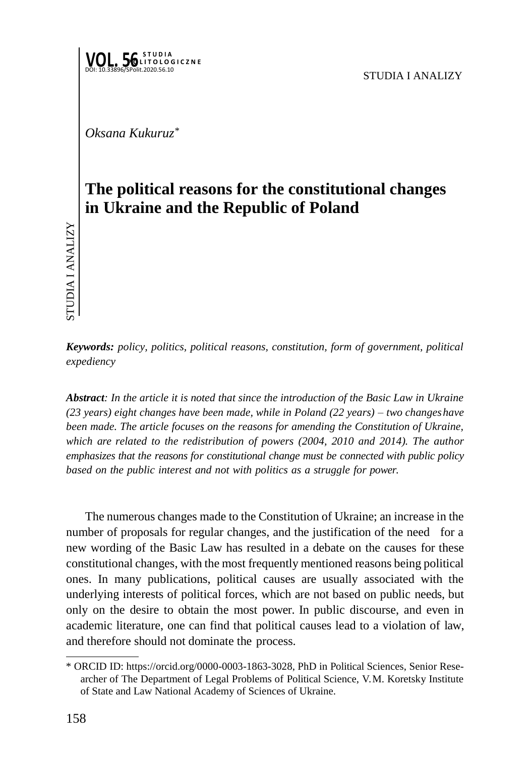Oksana Kukuruz[*]

# The political reasons for the constitutional changes in Ukraine and the Republic of Poland

***Keywords:*** *policy, politics, political reasons, constitution, form of government, political expediency*

***Abstract****: In the article it is noted that since the introduction of the Basic Law in Ukraine (23 years) eight changes have been made, while in Poland (22 years) – two changes have been made. The article focuses on the reasons for amending the Constitution of Ukraine, which are related to the redistribution of powers (2004, 2010 and 2014). The author emphasizes that the reasons for constitutional change must be connected with public policy based on the public interest and not with politics as a struggle for power.*

The numerous changes made to the Constitution of Ukraine; an increase in the number of proposals for regular changes, and the justification of the need for a new wording of the Basic Law has resulted in a debate on the causes for these constitutional changes, with the most frequently mentioned reasons being political ones. In many publications, political causes are usually associated with the underlying interests of political forces, which are not based on public needs, but only on the desire to obtain the most power. In public discourse, and even in academic literature, one can find that political causes lead to a violation of law, and therefore should not dominate the process.

---

[*] ORCID ID: https://orcid.org/0000-0003-1863-3028, PhD in Political Sciences, Senior Researcher of The Department of Legal Problems of Political Science, V.M. Koretsky Institute of State and Law National Academy of Sciences of Ukraine.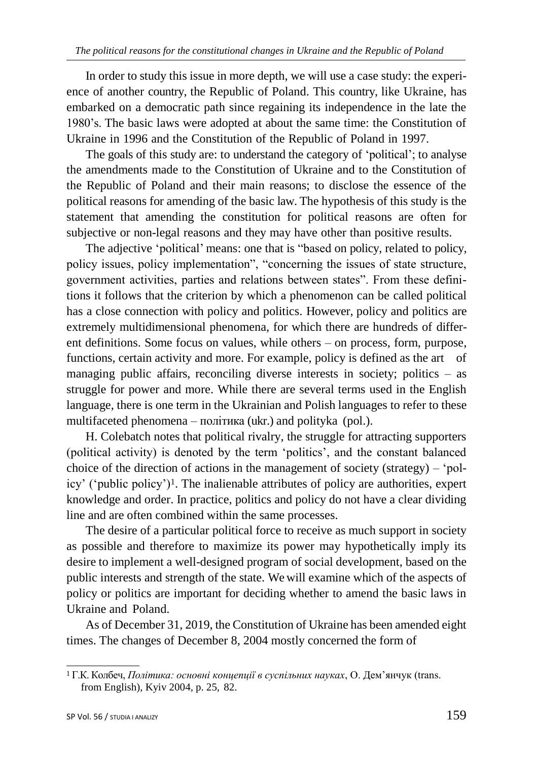In order to study this issue in more depth, we will use a case study: the experience of another country, the Republic of Poland. This country, like Ukraine, has embarked on a democratic path since regaining its independence in the late the 1980's. The basic laws were adopted at about the same time: the Constitution of Ukraine in 1996 and the Constitution of the Republic of Poland in 1997.

The goals of this study are: to understand the category of 'political'; to analyse the amendments made to the Constitution of Ukraine and to the Constitution of the Republic of Poland and their main reasons; to disclose the essence of the political reasons for amending of the basic law. The hypothesis of this study is the statement that amending the constitution for political reasons are often for subjective or non-legal reasons and they may have other than positive results.

The adjective 'political' means: one that is "based on policy, related to policy, policy issues, policy implementation", "concerning the issues of state structure, government activities, parties and relations between states". From these definitions it follows that the criterion by which a phenomenon can be called political has a close connection with policy and politics. However, policy and politics are extremely multidimensional phenomena, for which there are hundreds of different definitions. Some focus on values, while others – on process, form, purpose, functions, certain activity and more. For example, policy is defined as the art of managing public affairs, reconciling diverse interests in society; politics – as struggle for power and more. While there are several terms used in the English language, there is one term in the Ukrainian and Polish languages to refer to these multifaceted phenomena – політика (ukr.) and polityka (pol.).

H. Colebatch notes that political rivalry, the struggle for attracting supporters (political activity) is denoted by the term 'politics', and the constant balanced choice of the direction of actions in the management of society (strategy) – 'policy' ('public policy')[1]. The inalienable attributes of policy are authorities, expert knowledge and order. In practice, politics and policy do not have a clear dividing line and are often combined within the same processes.

The desire of a particular political force to receive as much support in society as possible and therefore to maximize its power may hypothetically imply its desire to implement a well-designed program of social development, based on the public interests and strength of the state. We will examine which of the aspects of policy or politics are important for deciding whether to amend the basic laws in Ukraine and Poland.

As of December 31, 2019, the Constitution of Ukraine has been amended eight times. The changes of December 8, 2004 mostly concerned the form of

---

[1] Г.К. Колбеч, *Політика: основні концепції в суспільних науках*, О. Дем'янчук (trans. from English), Kyiv 2004, p. 25, 82.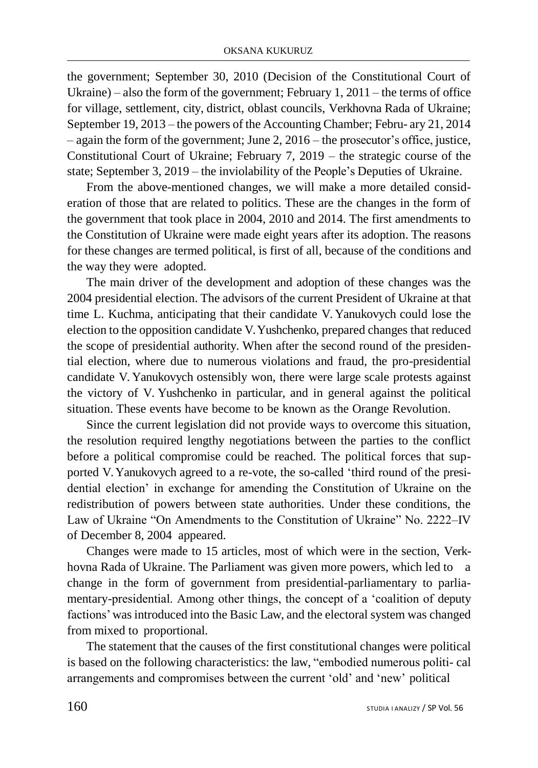the government; September 30, 2010 (Decision of the Constitutional Court of Ukraine) – also the form of the government; February 1, 2011 – the terms of office for village, settlement, city, district, oblast councils, Verkhovna Rada of Ukraine; September 19, 2013 – the powers of the Accounting Chamber; Febru- ary 21, 2014 – again the form of the government; June 2, 2016 – the prosecutor's office, justice, Constitutional Court of Ukraine; February 7, 2019 – the strategic course of the state; September 3, 2019 – the inviolability of the People's Deputies of Ukraine.

From the above-mentioned changes, we will make a more detailed consideration of those that are related to politics. These are the changes in the form of the government that took place in 2004, 2010 and 2014. The first amendments to the Constitution of Ukraine were made eight years after its adoption. The reasons for these changes are termed political, is first of all, because of the conditions and the way they were adopted.

The main driver of the development and adoption of these changes was the 2004 presidential election. The advisors of the current President of Ukraine at that time L. Kuchma, anticipating that their candidate V. Yanukovych could lose the election to the opposition candidate V. Yushchenko, prepared changes that reduced the scope of presidential authority. When after the second round of the presidential election, where due to numerous violations and fraud, the pro-presidential candidate V. Yanukovych ostensibly won, there were large scale protests against the victory of V. Yushchenko in particular, and in general against the political situation. These events have become to be known as the Orange Revolution.

Since the current legislation did not provide ways to overcome this situation, the resolution required lengthy negotiations between the parties to the conflict before a political compromise could be reached. The political forces that supported V. Yanukovych agreed to a re-vote, the so-called 'third round of the presidential election' in exchange for amending the Constitution of Ukraine on the redistribution of powers between state authorities. Under these conditions, the Law of Ukraine "On Amendments to the Constitution of Ukraine" No. 2222–IV of December 8, 2004 appeared.

Changes were made to 15 articles, most of which were in the section, Verkhovna Rada of Ukraine. The Parliament was given more powers, which led to a change in the form of government from presidential-parliamentary to parliamentary-presidential. Among other things, the concept of a 'coalition of deputy factions' was introduced into the Basic Law, and the electoral system was changed from mixed to proportional.

The statement that the causes of the first constitutional changes were political is based on the following characteristics: the law, "embodied numerous politi- cal arrangements and compromises between the current 'old' and 'new' political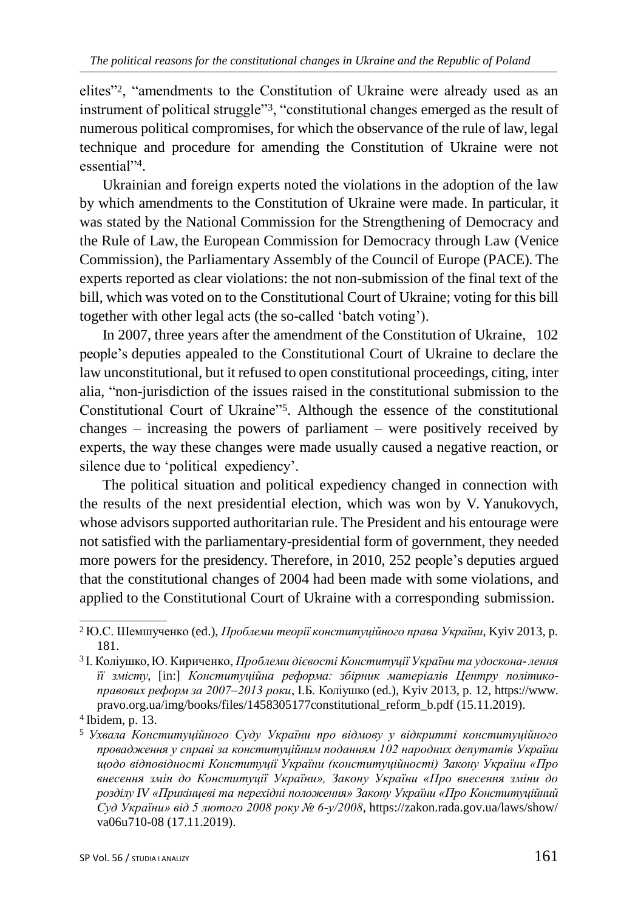elites”[2], “amendments to the Constitution of Ukraine were already used as an instrument of political struggle”[3], “constitutional changes emerged as the result of numerous political compromises, for which the observance of the rule of law, legal technique and procedure for amending the Constitution of Ukraine were not essential”[4].

Ukrainian and foreign experts noted the violations in the adoption of the law by which amendments to the Constitution of Ukraine were made. In particular, it was stated by the National Commission for the Strengthening of Democracy and the Rule of Law, the European Commission for Democracy through Law (Venice Commission), the Parliamentary Assembly of the Council of Europe (PACE). The experts reported as clear violations: the not non-submission of the final text of the bill, which was voted on to the Constitutional Court of Ukraine; voting for this bill together with other legal acts (the so-called ‘batch voting’).

In 2007, three years after the amendment of the Constitution of Ukraine, 102 people’s deputies appealed to the Constitutional Court of Ukraine to declare the law unconstitutional, but it refused to open constitutional proceedings, citing, inter alia, “non-jurisdiction of the issues raised in the constitutional submission to the Constitutional Court of Ukraine”[5]. Although the essence of the constitutional changes – increasing the powers of parliament – were positively received by experts, the way these changes were made usually caused a negative reaction, or silence due to ‘political expediency’.

The political situation and political expediency changed in connection with the results of the next presidential election, which was won by V. Yanukovych, whose advisors supported authoritarian rule. The President and his entourage were not satisfied with the parliamentary-presidential form of government, they needed more powers for the presidency. Therefore, in 2010, 252 people’s deputies argued that the constitutional changes of 2004 had been made with some violations, and applied to the Constitutional Court of Ukraine with a corresponding submission.

---

[2] Ю.С. Шемшученко (ed.), *Проблеми теорії конституційного права України*, Kyiv 2013, p. 181.

[3] І. Коліушко, Ю. Кириченко, *Проблеми дієвості Конституції України та удоскона-лення її змісту*, [in:] *Конституційна реформа: збірник матеріалів Центру політико-правових реформ за 2007–2013 роки*, І.Б. Коліушко (ed.), Kyiv 2013, p. 12, https://www.pravo.org.ua/img/books/files/1458305177constitutional_reform_b.pdf (15.11.2019).

[4] Ibidem, p. 13.

[5] *Ухвала Конституційного Суду України про відмову у відкритті конституційного провадження у справі за конституційним поданням 102 народних депутатів України щодо відповідності Конституції України (конституційності) Закону України «Про внесення змін до Конституції України», Закону України «Про внесення зміни до розділу IV «Прикінцеві та перехідні положення» Закону України «Про Конституційний Суд України» від 5 лютого 2008 року № 6-у/2008*, https://zakon.rada.gov.ua/laws/show/va06u710-08 (17.11.2019).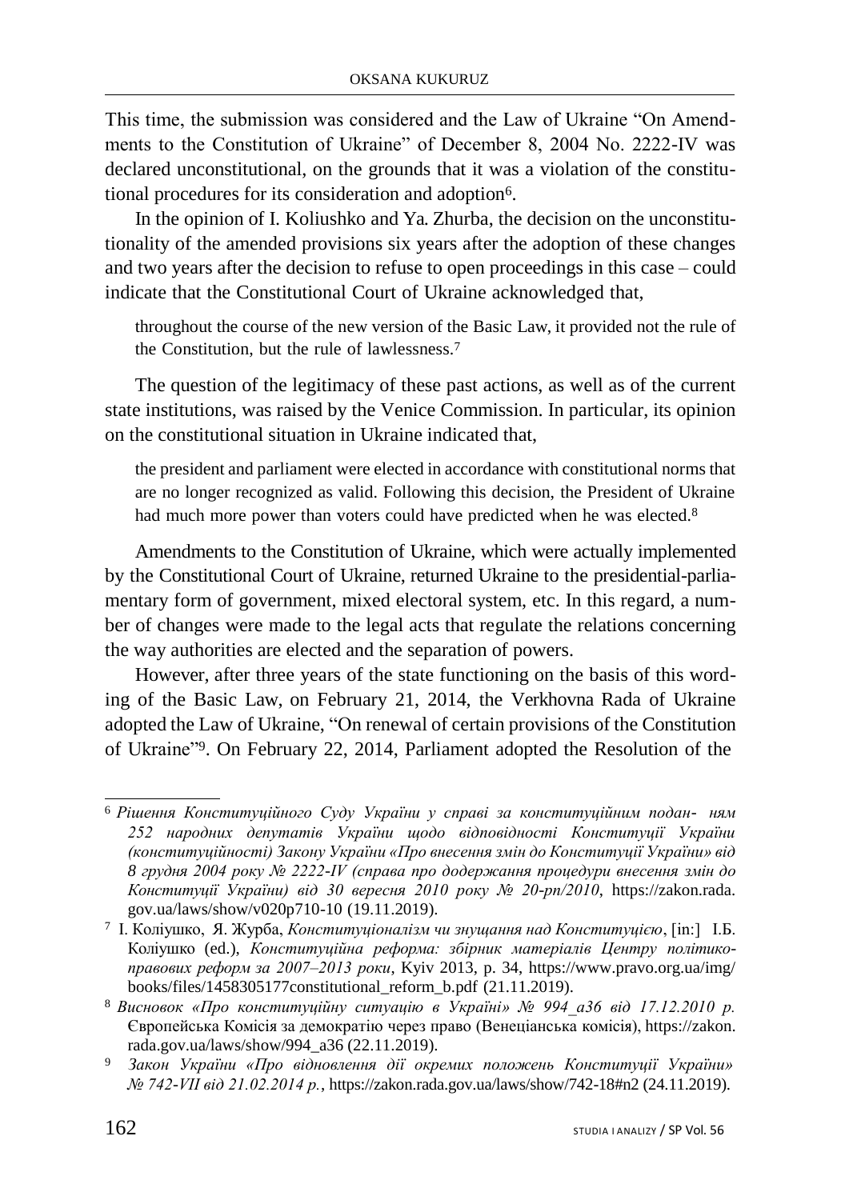This time, the submission was considered and the Law of Ukraine "On Amendments to the Constitution of Ukraine" of December 8, 2004 No. 2222-IV was declared unconstitutional, on the grounds that it was a violation of the constitutional procedures for its consideration and adoption[6].

In the opinion of I. Koliushko and Ya. Zhurba, the decision on the unconstitutionality of the amended provisions six years after the adoption of these changes and two years after the decision to refuse to open proceedings in this case – could indicate that the Constitutional Court of Ukraine acknowledged that,

> throughout the course of the new version of the Basic Law, it provided not the rule of the Constitution, but the rule of lawlessness.[7]

The question of the legitimacy of these past actions, as well as of the current state institutions, was raised by the Venice Commission. In particular, its opinion on the constitutional situation in Ukraine indicated that,

> the president and parliament were elected in accordance with constitutional norms that are no longer recognized as valid. Following this decision, the President of Ukraine had much more power than voters could have predicted when he was elected.[8]

Amendments to the Constitution of Ukraine, which were actually implemented by the Constitutional Court of Ukraine, returned Ukraine to the presidential-parliamentary form of government, mixed electoral system, etc. In this regard, a number of changes were made to the legal acts that regulate the relations concerning the way authorities are elected and the separation of powers.

However, after three years of the state functioning on the basis of this wording of the Basic Law, on February 21, 2014, the Verkhovna Rada of Ukraine adopted the Law of Ukraine, "On renewal of certain provisions of the Constitution of Ukraine"[9]. On February 22, 2014, Parliament adopted the Resolution of the

---

[6] *Рішення Конституційного Суду України у справі за конституційним поданням 252 народних депутатів України щодо відповідності Конституції України (конституційності) Закону України «Про внесення змін до Конституції України» від 8 грудня 2004 року № 2222-IV (справа про додержання процедури внесення змін до Конституції України) від 30 вересня 2010 року № 20-рп/2010*, https://zakon.rada.gov.ua/laws/show/v020p710-10 (19.11.2019).

[7] І. Коліушко, Я. Журба, *Конституціоналізм чи знущання над Конституцією*, [in:] І.Б. Коліушко (ed.), *Конституційна реформа: збірник матеріалів Центру політико-правових реформ за 2007–2013 роки*, Kyiv 2013, p. 34, https://www.pravo.org.ua/img/books/files/1458305177constitutional_reform_b.pdf (21.11.2019).

[8] *Висновок «Про конституційну ситуацію в Україні» № 994_а36 від 17.12.2010 р.* Європейська Комісія за демократію через право (Венеціанська комісія), https://zakon.rada.gov.ua/laws/show/994_a36 (22.11.2019).

[9] *Закон України «Про відновлення дії окремих положень Конституції України» № 742-VII від 21.02.2014 р.*, https://zakon.rada.gov.ua/laws/show/742-18#n2 (24.11.2019).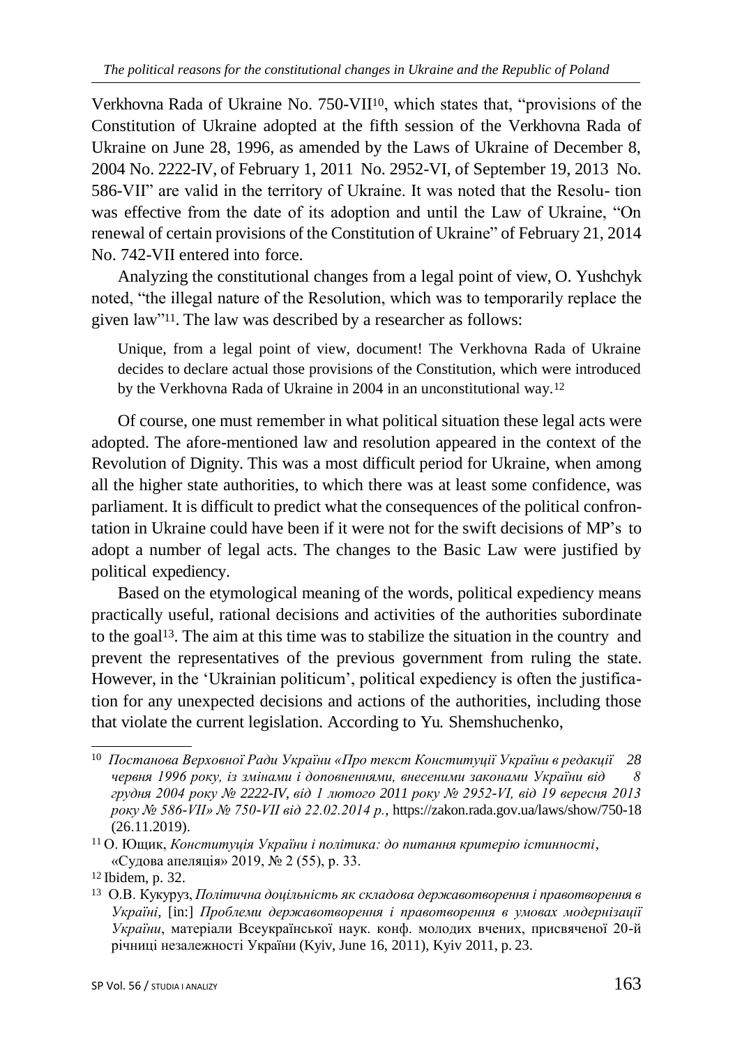Verkhovna Rada of Ukraine No. 750-VII[10], which states that, "provisions of the Constitution of Ukraine adopted at the fifth session of the Verkhovna Rada of Ukraine on June 28, 1996, as amended by the Laws of Ukraine of December 8, 2004 No. 2222-IV, of February 1, 2011 No. 2952-VI, of September 19, 2013 No. 586-VII" are valid in the territory of Ukraine. It was noted that the Resolu- tion was effective from the date of its adoption and until the Law of Ukraine, "On renewal of certain provisions of the Constitution of Ukraine" of February 21, 2014 No. 742-VII entered into force.

Analyzing the constitutional changes from a legal point of view, O. Yushchyk noted, "the illegal nature of the Resolution, which was to temporarily replace the given law"[11]. The law was described by a researcher as follows:

> Unique, from a legal point of view, document! The Verkhovna Rada of Ukraine decides to declare actual those provisions of the Constitution, which were introduced by the Verkhovna Rada of Ukraine in 2004 in an unconstitutional way.[12]

Of course, one must remember in what political situation these legal acts were adopted. The afore-mentioned law and resolution appeared in the context of the Revolution of Dignity. This was a most difficult period for Ukraine, when among all the higher state authorities, to which there was at least some confidence, was parliament. It is difficult to predict what the consequences of the political confrontation in Ukraine could have been if it were not for the swift decisions of MP's to adopt a number of legal acts. The changes to the Basic Law were justified by political expediency.

Based on the etymological meaning of the words, political expediency means practically useful, rational decisions and activities of the authorities subordinate to the goal[13]. The aim at this time was to stabilize the situation in the country and prevent the representatives of the previous government from ruling the state. However, in the 'Ukrainian politicum', political expediency is often the justification for any unexpected decisions and actions of the authorities, including those that violate the current legislation. According to Yu. Shemshuchenko,

---

[10] *Постанова Верховної Ради України «Про текст Конституції України в редакції 28 червня 1996 року, із змінами і доповненнями, внесеними законами України від 8 грудня 2004 року № 2222-IV, від 1 лютого 2011 року № 2952-VI, від 19 вересня 2013 року № 586-VII» № 750-VII від 22.02.2014 р.*, https://zakon.rada.gov.ua/laws/show/750-18 (26.11.2019).

[11] О. Ющик, *Конституція України і політика: до питання критерію істинності*, «Судова апеляція» 2019, № 2 (55), p. 33.

[12] Ibidem, p. 32.

[13] О.В. Кукуруз, *Політична доцільність як складова державотворення і правотворення в Україні*, [in:] *Проблеми державотворення і правотворення в умовах модернізації України*, матеріали Всеукраїнської наук. конф. молодих вчених, присвяченої 20-й річниці незалежності України (Kyiv, June 16, 2011), Kyiv 2011, p. 23.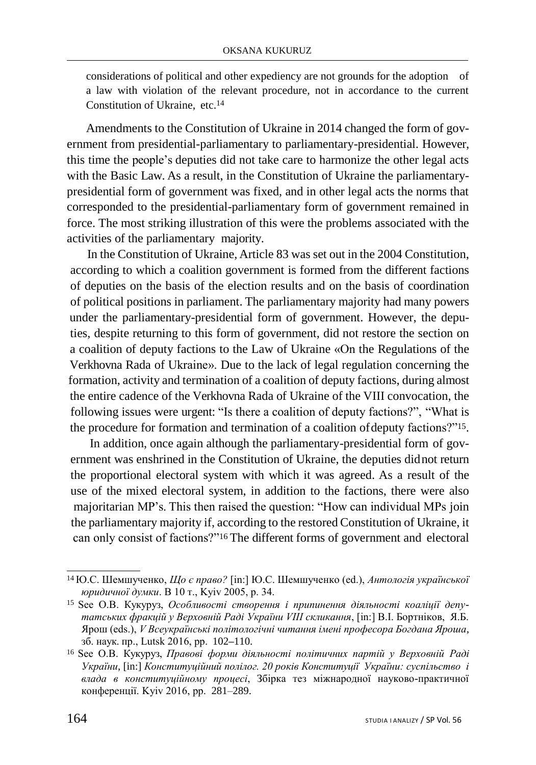considerations of political and other expediency are not grounds for the adoption of a law with violation of the relevant procedure, not in accordance to the current Constitution of Ukraine, etc.[14]

Amendments to the Constitution of Ukraine in 2014 changed the form of government from presidential-parliamentary to parliamentary-presidential. However, this time the people's deputies did not take care to harmonize the other legal acts with the Basic Law. As a result, in the Constitution of Ukraine the parliamentary-presidential form of government was fixed, and in other legal acts the norms that corresponded to the presidential-parliamentary form of government remained in force. The most striking illustration of this were the problems associated with the activities of the parliamentary majority.

In the Constitution of Ukraine, Article 83 was set out in the 2004 Constitution, according to which a coalition government is formed from the different factions of deputies on the basis of the election results and on the basis of coordination of political positions in parliament. The parliamentary majority had many powers under the parliamentary-presidential form of government. However, the deputies, despite returning to this form of government, did not restore the section on a coalition of deputy factions to the Law of Ukraine «On the Regulations of the Verkhovna Rada of Ukraine». Due to the lack of legal regulation concerning the formation, activity and termination of a coalition of deputy factions, during almost the entire cadence of the Verkhovna Rada of Ukraine of the VIII convocation, the following issues were urgent: "Is there a coalition of deputy factions?", "What is the procedure for formation and termination of a coalition of deputy factions?"[15].

In addition, once again although the parliamentary-presidential form of government was enshrined in the Constitution of Ukraine, the deputies did not return the proportional electoral system with which it was agreed. As a result of the use of the mixed electoral system, in addition to the factions, there were also majoritarian MP's. This then raised the question: "How can individual MPs join the parliamentary majority if, according to the restored Constitution of Ukraine, it can only consist of factions?"[16] The different forms of government and electoral

---

[14] Ю.С. Шемшученко, *Що є право?* [in:] Ю.С. Шемшученко (ed.), *Антологія української юридичної думки*. В 10 т., Kyiv 2005, p. 34.

[15] See О.В. Кукуруз, *Особливості створення і припинення діяльності коаліції депутатських фракцій у Верховній Раді України VIII скликання*, [in:] В.І. Бортніков, Я.Б. Ярош (eds.), *V Всеукраїнські політологічні читання імені професора Богдана Яроша*, зб. наук. пр., Lutsk 2016, pp. 102–110.

[16] See О.В. Кукуруз, *Правові форми діяльності політичних партій у Верховній Раді України*, [in:] *Конституційний полілог. 20 років Конституції України: суспільство і влада в конституційному процесі*, Збірка тез міжнародної науково-практичної конференції. Kyiv 2016, pp. 281–289.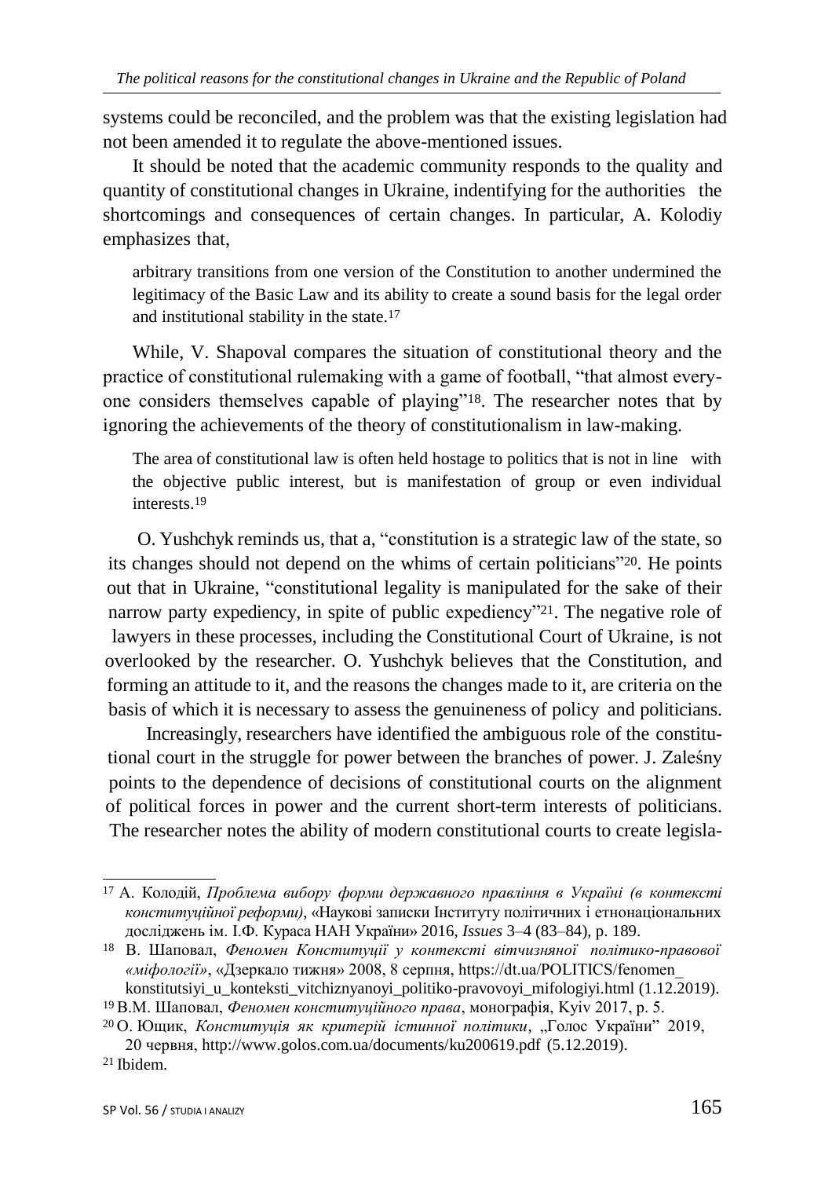systems could be reconciled, and the problem was that the existing legislation had not been amended it to regulate the above-mentioned issues.

It should be noted that the academic community responds to the quality and quantity of constitutional changes in Ukraine, indentifying for the authorities the shortcomings and consequences of certain changes. In particular, A. Kolodiy emphasizes that,

> arbitrary transitions from one version of the Constitution to another undermined the legitimacy of the Basic Law and its ability to create a sound basis for the legal order and institutional stability in the state.[17]

While, V. Shapoval compares the situation of constitutional theory and the practice of constitutional rulemaking with a game of football, "that almost everyone considers themselves capable of playing"[18]. The researcher notes that by ignoring the achievements of the theory of constitutionalism in law-making.

> The area of constitutional law is often held hostage to politics that is not in line with the objective public interest, but is manifestation of group or even individual interests.[19]

O. Yushchyk reminds us, that a, "constitution is a strategic law of the state, so its changes should not depend on the whims of certain politicians"[20]. He points out that in Ukraine, "constitutional legality is manipulated for the sake of their narrow party expediency, in spite of public expediency"[21]. The negative role of lawyers in these processes, including the Constitutional Court of Ukraine, is not overlooked by the researcher. O. Yushchyk believes that the Constitution, and forming an attitude to it, and the reasons the changes made to it, are criteria on the basis of which it is necessary to assess the genuineness of policy and politicians.

Increasingly, researchers have identified the ambiguous role of the constitutional court in the struggle for power between the branches of power. J. Zaleśny points to the dependence of decisions of constitutional courts on the alignment of political forces in power and the current short-term interests of politicians. The researcher notes the ability of modern constitutional courts to create legisla-

---

[17] А. Колодій, *Проблема вибору форми державного правління в Україні (в контексті конституційної реформи)*, «Наукові записки Інституту політичних і етнонаціональних досліджень ім. І.Ф. Кураса НАН України» 2016, *Issues* 3–4 (83–84), p. 189.

[18] В. Шаповал, *Феномен Конституції у контексті вітчизняної політико-правової «міфології»*, «Дзеркало тижня» 2008, 8 серпня, https://dt.ua/POLITICS/fenomen_konstitutsiyi_u_konteksti_vitchiznyanoyi_politiko-pravovoyi_mifologiyi.html (1.12.2019).

[19] В.М. Шаповал, *Феномен конституційного права*, монографія, Kyiv 2017, p. 5.

[20] О. Ющик, *Конституція як критерій істинної політики*, „Голос України" 2019, 20 червня, http://www.golos.com.ua/documents/ku200619.pdf (5.12.2019).

[21] Ibidem.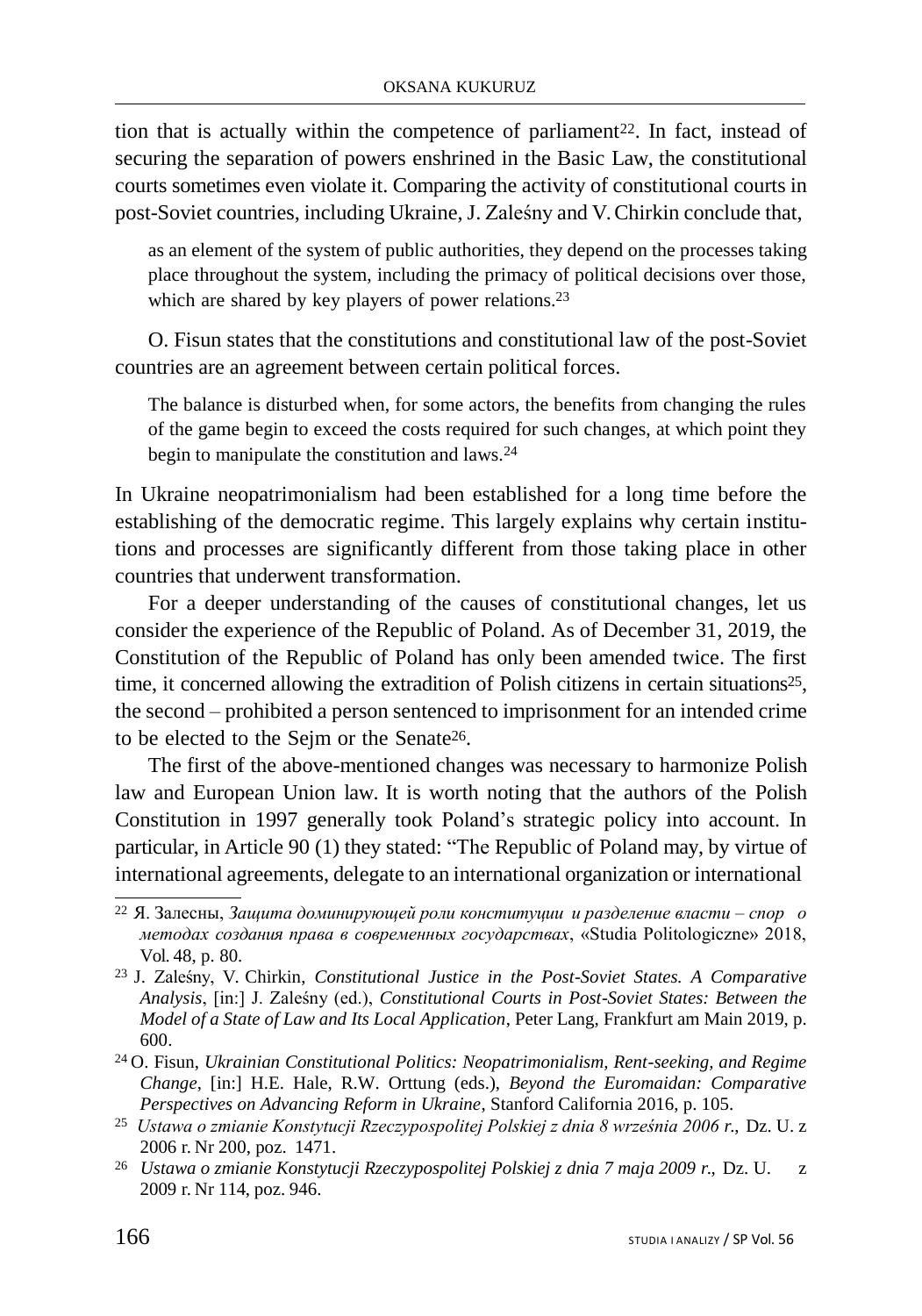tion that is actually within the competence of parliament[22]. In fact, instead of securing the separation of powers enshrined in the Basic Law, the constitutional courts sometimes even violate it. Comparing the activity of constitutional courts in post-Soviet countries, including Ukraine, J. Zaleśny and V. Chirkin conclude that,

> as an element of the system of public authorities, they depend on the processes taking place throughout the system, including the primacy of political decisions over those, which are shared by key players of power relations.[23]

O. Fisun states that the constitutions and constitutional law of the post-Soviet countries are an agreement between certain political forces.

> The balance is disturbed when, for some actors, the benefits from changing the rules of the game begin to exceed the costs required for such changes, at which point they begin to manipulate the constitution and laws.[24]

In Ukraine neopatrimonialism had been established for a long time before the establishing of the democratic regime. This largely explains why certain institutions and processes are significantly different from those taking place in other countries that underwent transformation.

For a deeper understanding of the causes of constitutional changes, let us consider the experience of the Republic of Poland. As of December 31, 2019, the Constitution of the Republic of Poland has only been amended twice. The first time, it concerned allowing the extradition of Polish citizens in certain situations[25], the second – prohibited a person sentenced to imprisonment for an intended crime to be elected to the Sejm or the Senate[26].

The first of the above-mentioned changes was necessary to harmonize Polish law and European Union law. It is worth noting that the authors of the Polish Constitution in 1997 generally took Poland's strategic policy into account. In particular, in Article 90 (1) they stated: "The Republic of Poland may, by virtue of international agreements, delegate to an international organization or international

---

[22] Я. Залесны, *Защита доминирующей роли конституции и разделение власти – спор о методах создания права в современных государствах*, «Studia Politologiczne» 2018, Vol. 48, p. 80.

[23] J. Zaleśny, V. Chirkin, *Constitutional Justice in the Post-Soviet States. A Comparative Analysis*, [in:] J. Zaleśny (ed.), *Constitutional Courts in Post-Soviet States: Between the Model of a State of Law and Its Local Application*, Peter Lang, Frankfurt am Main 2019, p. 600.

[24] O. Fisun, *Ukrainian Constitutional Politics: Neopatrimonialism, Rent-seeking, and Regime Change*, [in:] H.E. Hale, R.W. Orttung (eds.), *Beyond the Euromaidan: Comparative Perspectives on Advancing Reform in Ukraine*, Stanford California 2016, p. 105.

[25] *Ustawa o zmianie Konstytucji Rzeczypospolitej Polskiej z dnia 8 września 2006 r.*, Dz. U. z 2006 r. Nr 200, poz. 1471.

[26] *Ustawa o zmianie Konstytucji Rzeczypospolitej Polskiej z dnia 7 maja 2009 r.*, Dz. U. z 2009 r. Nr 114, poz. 946.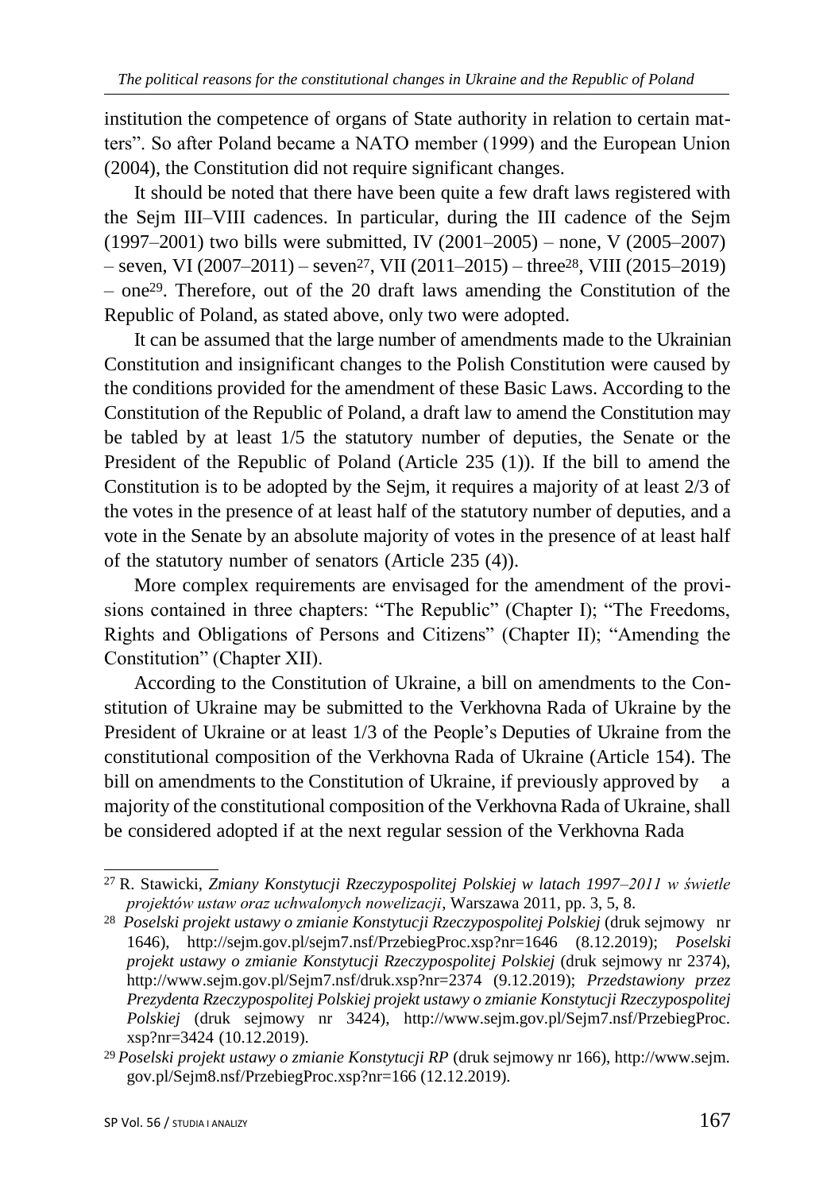institution the competence of organs of State authority in relation to certain matters". So after Poland became a NATO member (1999) and the European Union (2004), the Constitution did not require significant changes.

It should be noted that there have been quite a few draft laws registered with the Sejm III–VIII cadences. In particular, during the III cadence of the Sejm (1997–2001) two bills were submitted, IV (2001–2005) – none, V (2005–2007) – seven, VI (2007–2011) – seven[27], VII (2011–2015) – three[28], VIII (2015–2019) – one[29]. Therefore, out of the 20 draft laws amending the Constitution of the Republic of Poland, as stated above, only two were adopted.

It can be assumed that the large number of amendments made to the Ukrainian Constitution and insignificant changes to the Polish Constitution were caused by the conditions provided for the amendment of these Basic Laws. According to the Constitution of the Republic of Poland, a draft law to amend the Constitution may be tabled by at least 1/5 the statutory number of deputies, the Senate or the President of the Republic of Poland (Article 235 (1)). If the bill to amend the Constitution is to be adopted by the Sejm, it requires a majority of at least 2/3 of the votes in the presence of at least half of the statutory number of deputies, and a vote in the Senate by an absolute majority of votes in the presence of at least half of the statutory number of senators (Article 235 (4)).

More complex requirements are envisaged for the amendment of the provisions contained in three chapters: "The Republic" (Chapter I); "The Freedoms, Rights and Obligations of Persons and Citizens" (Chapter II); "Amending the Constitution" (Chapter XII).

According to the Constitution of Ukraine, a bill on amendments to the Constitution of Ukraine may be submitted to the Verkhovna Rada of Ukraine by the President of Ukraine or at least 1/3 of the People's Deputies of Ukraine from the constitutional composition of the Verkhovna Rada of Ukraine (Article 154). The bill on amendments to the Constitution of Ukraine, if previously approved by a majority of the constitutional composition of the Verkhovna Rada of Ukraine, shall be considered adopted if at the next regular session of the Verkhovna Rada

---

[27] R. Stawicki, *Zmiany Konstytucji Rzeczypospolitej Polskiej w latach 1997–2011 w świetle projektów ustaw oraz uchwalonych nowelizacji*, Warszawa 2011, pp. 3, 5, 8.

[28] *Poselski projekt ustawy o zmianie Konstytucji Rzeczypospolitej Polskiej* (druk sejmowy nr 1646), http://sejm.gov.pl/sejm7.nsf/PrzebiegProc.xsp?nr=1646 (8.12.2019); *Poselski projekt ustawy o zmianie Konstytucji Rzeczypospolitej Polskiej* (druk sejmowy nr 2374), http://www.sejm.gov.pl/Sejm7.nsf/druk.xsp?nr=2374 (9.12.2019); *Przedstawiony przez Prezydenta Rzeczypospolitej Polskiej projekt ustawy o zmianie Konstytucji Rzeczypospolitej Polskiej* (druk sejmowy nr 3424), http://www.sejm.gov.pl/Sejm7.nsf/PrzebiegProc.xsp?nr=3424 (10.12.2019).

[29] *Poselski projekt ustawy o zmianie Konstytucji RP* (druk sejmowy nr 166), http://www.sejm.gov.pl/Sejm8.nsf/PrzebiegProc.xsp?nr=166 (12.12.2019).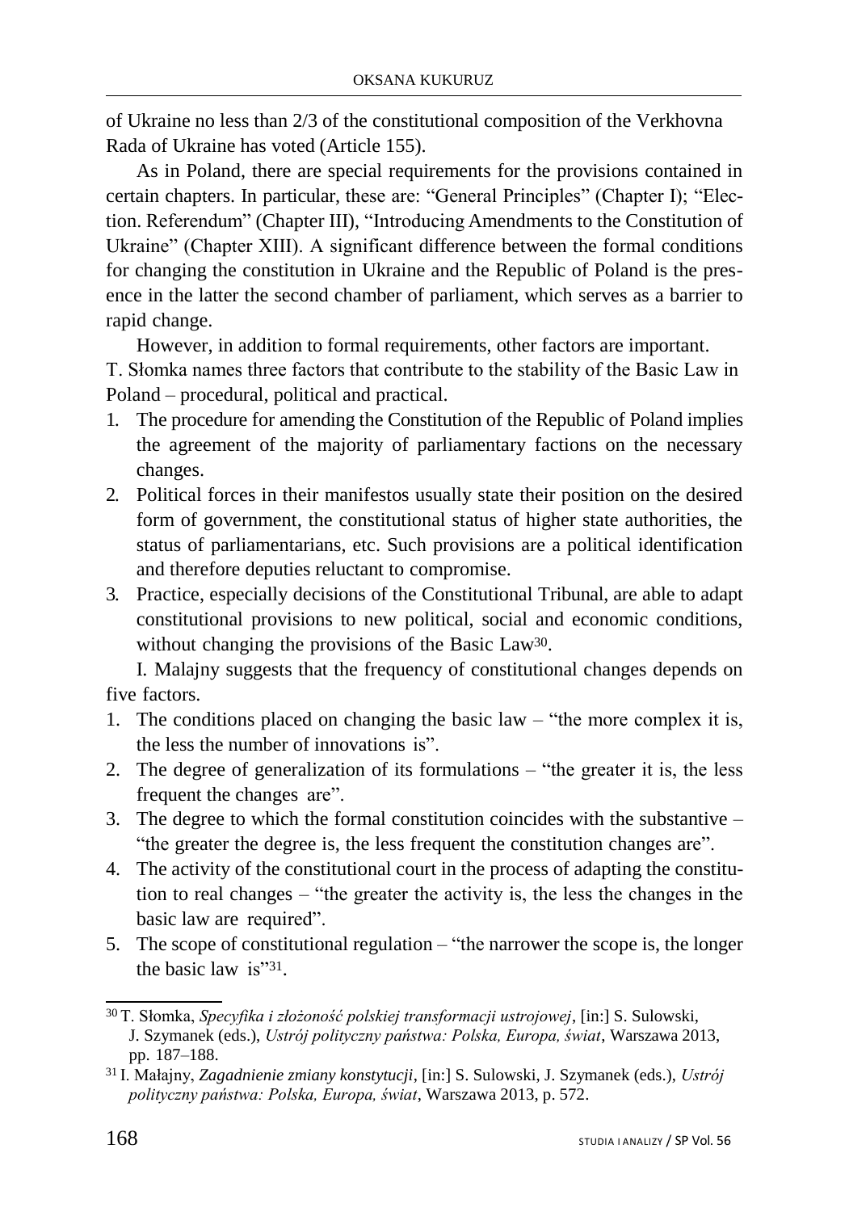of Ukraine no less than 2/3 of the constitutional composition of the Verkhovna Rada of Ukraine has voted (Article 155).

As in Poland, there are special requirements for the provisions contained in certain chapters. In particular, these are: "General Principles" (Chapter I); "Election. Referendum" (Chapter III), "Introducing Amendments to the Constitution of Ukraine" (Chapter XIII). A significant difference between the formal conditions for changing the constitution in Ukraine and the Republic of Poland is the presence in the latter the second chamber of parliament, which serves as a barrier to rapid change.

However, in addition to formal requirements, other factors are important. T. Słomka names three factors that contribute to the stability of the Basic Law in Poland – procedural, political and practical.

1. The procedure for amending the Constitution of the Republic of Poland implies the agreement of the majority of parliamentary factions on the necessary changes.
2. Political forces in their manifestos usually state their position on the desired form of government, the constitutional status of higher state authorities, the status of parliamentarians, etc. Such provisions are a political identification and therefore deputies reluctant to compromise.
3. Practice, especially decisions of the Constitutional Tribunal, are able to adapt constitutional provisions to new political, social and economic conditions, without changing the provisions of the Basic Law[30].

I. Malajny suggests that the frequency of constitutional changes depends on five factors.

1. The conditions placed on changing the basic law – "the more complex it is, the less the number of innovations is".
2. The degree of generalization of its formulations – "the greater it is, the less frequent the changes are".
3. The degree to which the formal constitution coincides with the substantive – "the greater the degree is, the less frequent the constitution changes are".
4. The activity of the constitutional court in the process of adapting the constitution to real changes – "the greater the activity is, the less the changes in the basic law are required".
5. The scope of constitutional regulation – "the narrower the scope is, the longer the basic law is"[31].

---

[30] T. Słomka, *Specyfika i złożoność polskiej transformacji ustrojowej*, [in:] S. Sulowski, J. Szymanek (eds.), *Ustrój polityczny państwa: Polska, Europa, świat*, Warszawa 2013, pp. 187–188.

[31] I. Małajny, *Zagadnienie zmiany konstytucji*, [in:] S. Sulowski, J. Szymanek (eds.), *Ustrój polityczny państwa: Polska, Europa, świat*, Warszawa 2013, p. 572.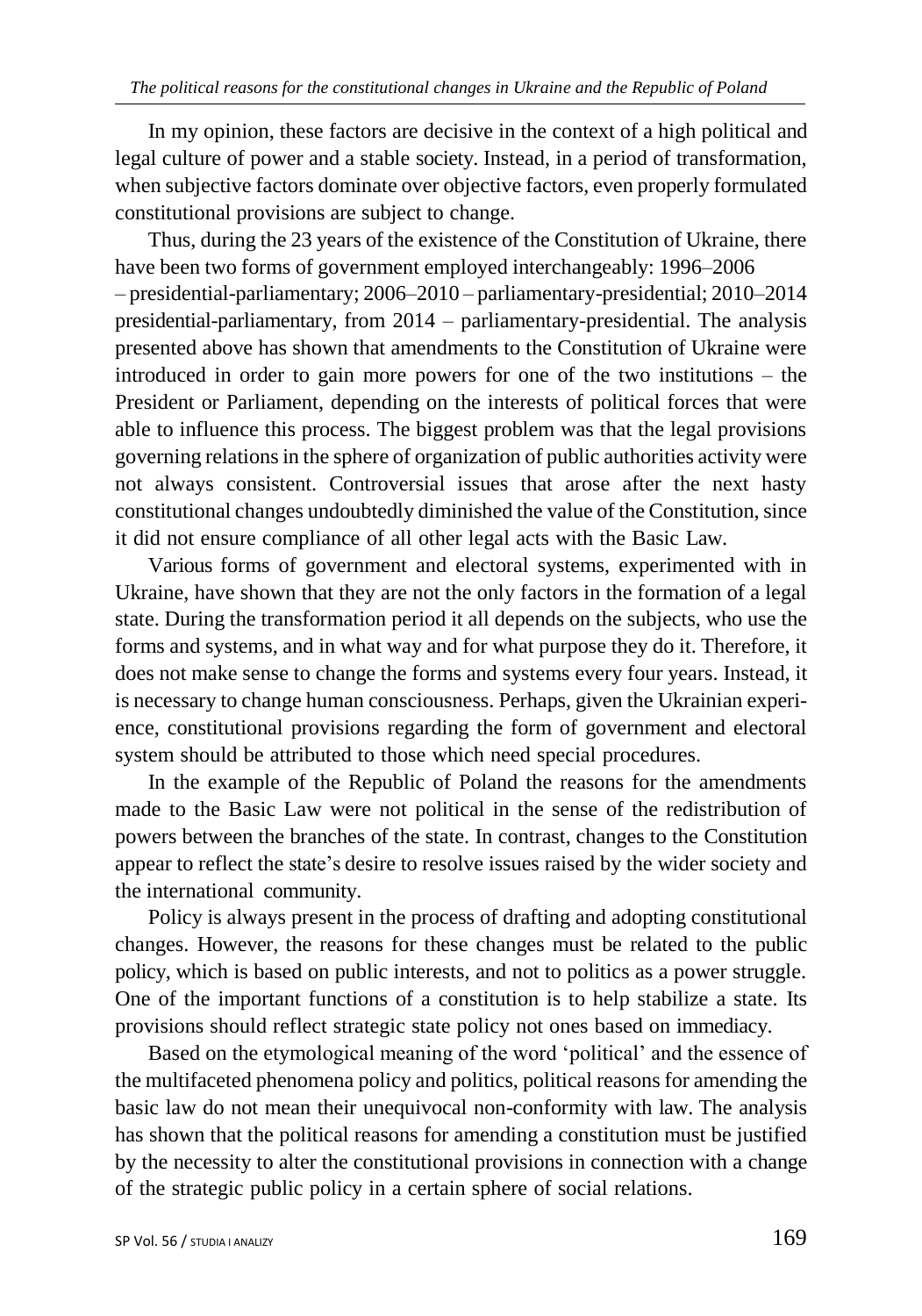In my opinion, these factors are decisive in the context of a high political and legal culture of power and a stable society. Instead, in a period of transformation, when subjective factors dominate over objective factors, even properly formulated constitutional provisions are subject to change.

Thus, during the 23 years of the existence of the Constitution of Ukraine, there have been two forms of government employed interchangeably: 1996–2006 – presidential-parliamentary; 2006–2010 – parliamentary-presidential; 2010–2014 presidential-parliamentary, from 2014 – parliamentary-presidential. The analysis presented above has shown that amendments to the Constitution of Ukraine were introduced in order to gain more powers for one of the two institutions – the President or Parliament, depending on the interests of political forces that were able to influence this process. The biggest problem was that the legal provisions governing relations in the sphere of organization of public authorities activity were not always consistent. Controversial issues that arose after the next hasty constitutional changes undoubtedly diminished the value of the Constitution, since it did not ensure compliance of all other legal acts with the Basic Law.

Various forms of government and electoral systems, experimented with in Ukraine, have shown that they are not the only factors in the formation of a legal state. During the transformation period it all depends on the subjects, who use the forms and systems, and in what way and for what purpose they do it. Therefore, it does not make sense to change the forms and systems every four years. Instead, it is necessary to change human consciousness. Perhaps, given the Ukrainian experience, constitutional provisions regarding the form of government and electoral system should be attributed to those which need special procedures.

In the example of the Republic of Poland the reasons for the amendments made to the Basic Law were not political in the sense of the redistribution of powers between the branches of the state. In contrast, changes to the Constitution appear to reflect the state's desire to resolve issues raised by the wider society and the international community.

Policy is always present in the process of drafting and adopting constitutional changes. However, the reasons for these changes must be related to the public policy, which is based on public interests, and not to politics as a power struggle. One of the important functions of a constitution is to help stabilize a state. Its provisions should reflect strategic state policy not ones based on immediacy.

Based on the etymological meaning of the word 'political' and the essence of the multifaceted phenomena policy and politics, political reasons for amending the basic law do not mean their unequivocal non-conformity with law. The analysis has shown that the political reasons for amending a constitution must be justified by the necessity to alter the constitutional provisions in connection with a change of the strategic public policy in a certain sphere of social relations.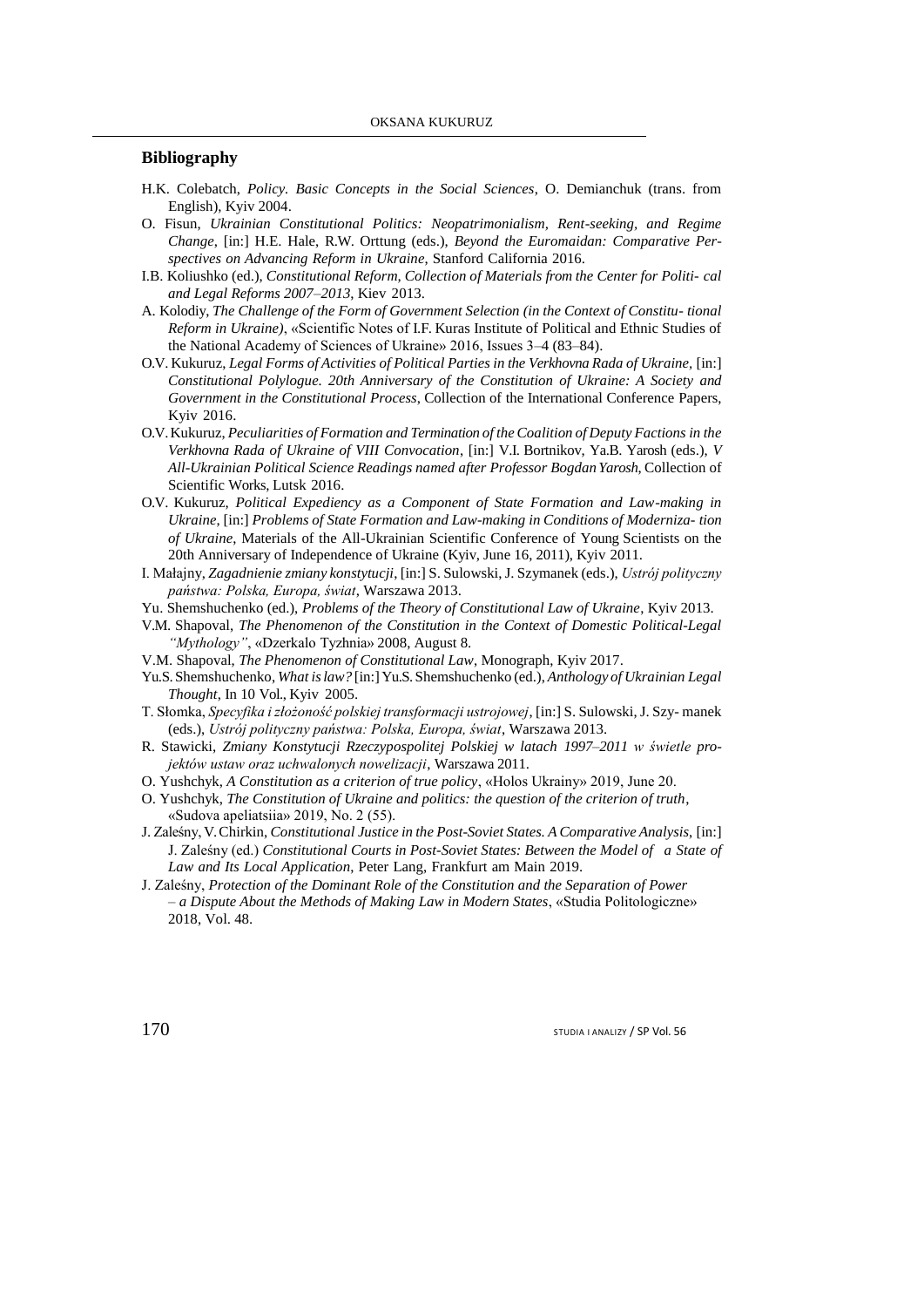## Bibliography

H.K. Colebatch, *Policy. Basic Concepts in the Social Sciences*, O. Demianchuk (trans. from English), Kyiv 2004.

O. Fisun, *Ukrainian Constitutional Politics: Neopatrimonialism, Rent-seeking, and Regime Change*, [in:] H.E. Hale, R.W. Orttung (eds.), *Beyond the Euromaidan: Comparative Perspectives on Advancing Reform in Ukraine*, Stanford California 2016.

I.B. Koliushko (ed.), *Constitutional Reform, Collection of Materials from the Center for Politi- cal and Legal Reforms 2007–2013*, Kiev 2013.

A. Kolodiy, *The Challenge of the Form of Government Selection (in the Context of Constitu- tional Reform in Ukraine)*, «Scientific Notes of I.F. Kuras Institute of Political and Ethnic Studies of the National Academy of Sciences of Ukraine» 2016, Issues 3–4 (83–84).

O.V. Kukuruz, *Legal Forms of Activities of Political Parties in the Verkhovna Rada of Ukraine*, [in:] *Constitutional Polylogue. 20th Anniversary of the Constitution of Ukraine: A Society and Government in the Constitutional Process*, Collection of the International Conference Papers, Kyiv 2016.

O.V. Kukuruz, *Peculiarities of Formation and Termination of the Coalition of Deputy Factions in the Verkhovna Rada of Ukraine of VIII Convocation*, [in:] V.I. Bortnikov, Ya.B. Yarosh (eds.), *V All-Ukrainian Political Science Readings named after Professor Bogdan Yarosh*, Collection of Scientific Works, Lutsk 2016.

O.V. Kukuruz, *Political Expediency as a Component of State Formation and Law-making in Ukraine*, [in:] *Problems of State Formation and Law-making in Conditions of Moderniza- tion of Ukraine*, Materials of the All-Ukrainian Scientific Conference of Young Scientists on the 20th Anniversary of Independence of Ukraine (Kyiv, June 16, 2011), Kyiv 2011.

I. Małajny, *Zagadnienie zmiany konstytucji*, [in:] S. Sulowski, J. Szymanek (eds.), *Ustrój polityczny państwa: Polska, Europa, świat*, Warszawa 2013.

Yu. Shemshuchenko (ed.), *Problems of the Theory of Constitutional Law of Ukraine*, Kyiv 2013.

V.M. Shapoval, *The Phenomenon of the Constitution in the Context of Domestic Political-Legal "Mythology"*, «Dzerkalo Tyzhnia» 2008, August 8.

V.M. Shapoval, *The Phenomenon of Constitutional Law*, Monograph, Kyiv 2017.

Yu.S. Shemshuchenko, *What is law?* [in:] Yu.S. Shemshuchenko (ed.), *Anthology of Ukrainian Legal Thought*, In 10 Vol., Kyiv 2005.

T. Słomka, *Specyfika i złożoność polskiej transformacji ustrojowej*, [in:] S. Sulowski, J. Szy- manek (eds.), *Ustrój polityczny państwa: Polska, Europa, świat*, Warszawa 2013.

R. Stawicki, *Zmiany Konstytucji Rzeczypospolitej Polskiej w latach 1997–2011 w świetle pro- jektów ustaw oraz uchwalonych nowelizacji*, Warszawa 2011.

O. Yushchyk, *A Constitution as a criterion of true policy*, «Holos Ukrainy» 2019, June 20.

O. Yushchyk, *The Constitution of Ukraine and politics: the question of the criterion of truth*, «Sudova apeliatsiia» 2019, No. 2 (55).

J. Zaleśny, V. Chirkin, *Constitutional Justice in the Post-Soviet States. A Comparative Analysis*, [in:] J. Zaleśny (ed.) *Constitutional Courts in Post-Soviet States: Between the Model of a State of Law and Its Local Application*, Peter Lang, Frankfurt am Main 2019.

J. Zaleśny, *Protection of the Dominant Role of the Constitution and the Separation of Power – a Dispute About the Methods of Making Law in Modern States*, «Studia Politologiczne» 2018, Vol. 48.